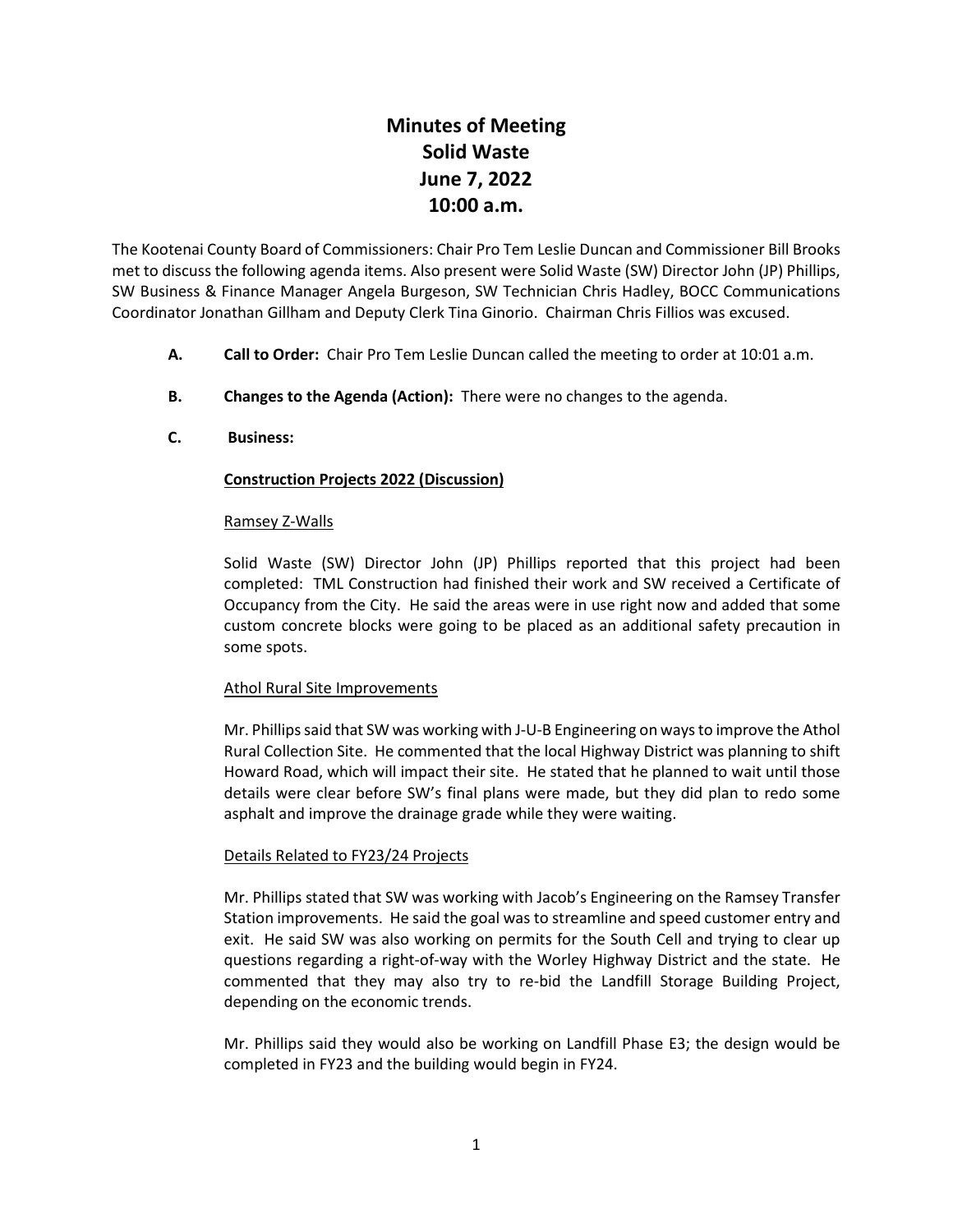# Minutes of Meeting
# Solid Waste
# June 7, 2022
# 10:00 a.m.

The Kootenai County Board of Commissioners: Chair Pro Tem Leslie Duncan and Commissioner Bill Brooks met to discuss the following agenda items. Also present were Solid Waste (SW) Director John (JP) Phillips, SW Business & Finance Manager Angela Burgeson, SW Technician Chris Hadley, BOCC Communications Coordinator Jonathan Gillham and Deputy Clerk Tina Ginorio. Chairman Chris Fillios was excused.

**A. Call to Order:** Chair Pro Tem Leslie Duncan called the meeting to order at 10:01 a.m.

**B. Changes to the Agenda (Action):** There were no changes to the agenda.

**C. Business:**

**Construction Projects 2022 (Discussion)**

Ramsey Z-Walls

Solid Waste (SW) Director John (JP) Phillips reported that this project had been completed: TML Construction had finished their work and SW received a Certificate of Occupancy from the City. He said the areas were in use right now and added that some custom concrete blocks were going to be placed as an additional safety precaution in some spots.

Athol Rural Site Improvements

Mr. Phillips said that SW was working with J-U-B Engineering on ways to improve the Athol Rural Collection Site. He commented that the local Highway District was planning to shift Howard Road, which will impact their site. He stated that he planned to wait until those details were clear before SW's final plans were made, but they did plan to redo some asphalt and improve the drainage grade while they were waiting.

Details Related to FY23/24 Projects

Mr. Phillips stated that SW was working with Jacob's Engineering on the Ramsey Transfer Station improvements. He said the goal was to streamline and speed customer entry and exit. He said SW was also working on permits for the South Cell and trying to clear up questions regarding a right-of-way with the Worley Highway District and the state. He commented that they may also try to re-bid the Landfill Storage Building Project, depending on the economic trends.

Mr. Phillips said they would also be working on Landfill Phase E3; the design would be completed in FY23 and the building would begin in FY24.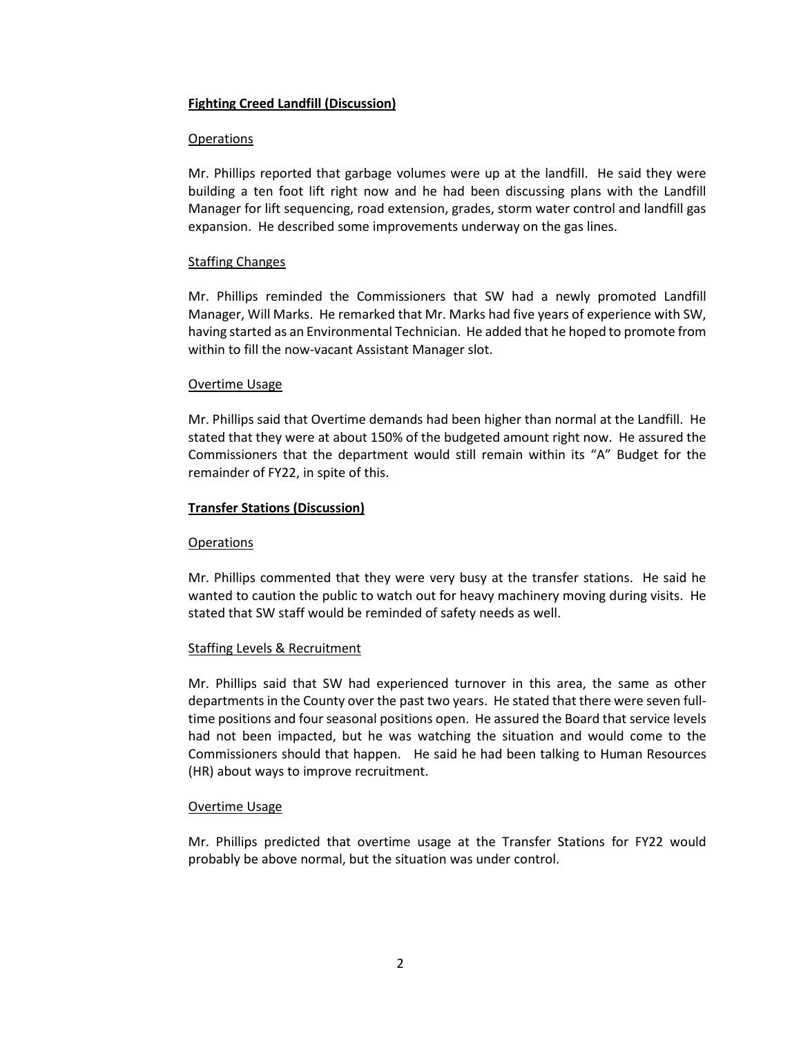**Fighting Creed Landfill (Discussion)**

Operations

Mr. Phillips reported that garbage volumes were up at the landfill. He said they were building a ten foot lift right now and he had been discussing plans with the Landfill Manager for lift sequencing, road extension, grades, storm water control and landfill gas expansion. He described some improvements underway on the gas lines.

Staffing Changes

Mr. Phillips reminded the Commissioners that SW had a newly promoted Landfill Manager, Will Marks. He remarked that Mr. Marks had five years of experience with SW, having started as an Environmental Technician. He added that he hoped to promote from within to fill the now-vacant Assistant Manager slot.

Overtime Usage

Mr. Phillips said that Overtime demands had been higher than normal at the Landfill. He stated that they were at about 150% of the budgeted amount right now. He assured the Commissioners that the department would still remain within its "A" Budget for the remainder of FY22, in spite of this.

**Transfer Stations (Discussion)**

Operations

Mr. Phillips commented that they were very busy at the transfer stations. He said he wanted to caution the public to watch out for heavy machinery moving during visits. He stated that SW staff would be reminded of safety needs as well.

Staffing Levels & Recruitment

Mr. Phillips said that SW had experienced turnover in this area, the same as other departments in the County over the past two years. He stated that there were seven full-time positions and four seasonal positions open. He assured the Board that service levels had not been impacted, but he was watching the situation and would come to the Commissioners should that happen. He said he had been talking to Human Resources (HR) about ways to improve recruitment.

Overtime Usage

Mr. Phillips predicted that overtime usage at the Transfer Stations for FY22 would probably be above normal, but the situation was under control.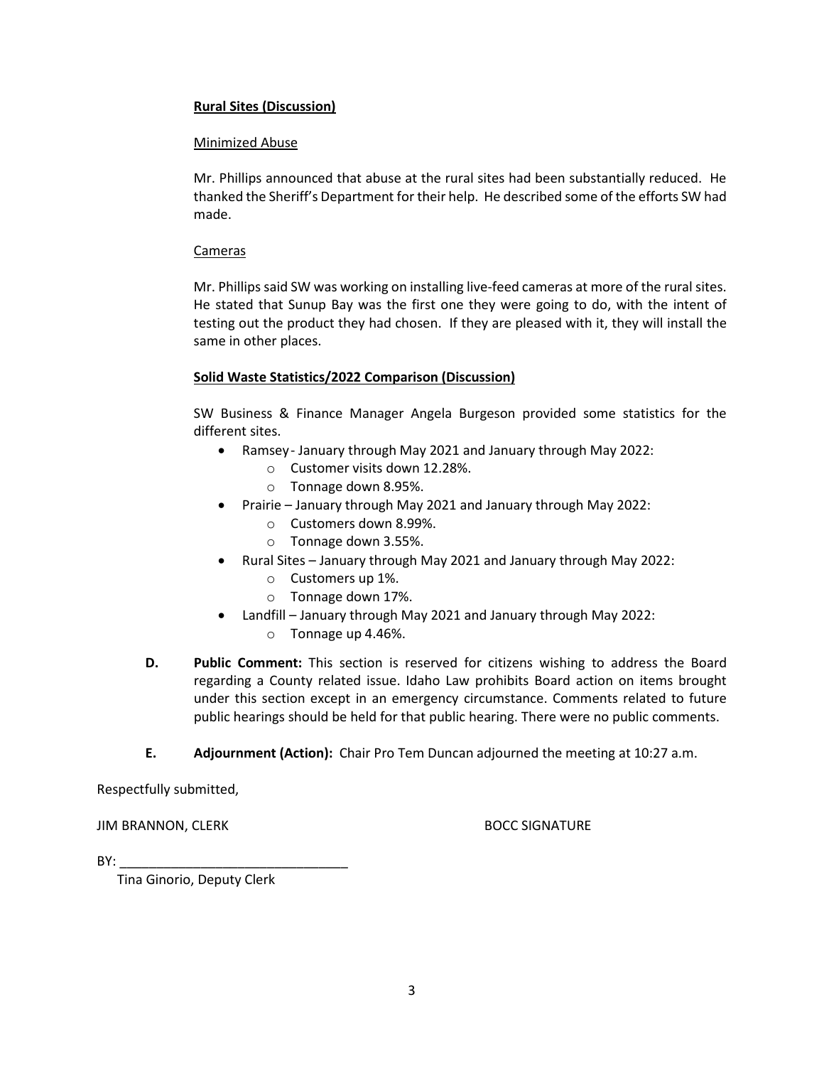**Rural Sites (Discussion)**

Minimized Abuse

Mr. Phillips announced that abuse at the rural sites had been substantially reduced. He thanked the Sheriff's Department for their help. He described some of the efforts SW had made.

Cameras

Mr. Phillips said SW was working on installing live-feed cameras at more of the rural sites. He stated that Sunup Bay was the first one they were going to do, with the intent of testing out the product they had chosen. If they are pleased with it, they will install the same in other places.

**Solid Waste Statistics/2022 Comparison (Discussion)**

SW Business & Finance Manager Angela Burgeson provided some statistics for the different sites.

- Ramsey - January through May 2021 and January through May 2022:
  - Customer visits down 12.28%.
  - Tonnage down 8.95%.
- Prairie – January through May 2021 and January through May 2022:
  - Customers down 8.99%.
  - Tonnage down 3.55%.
- Rural Sites – January through May 2021 and January through May 2022:
  - Customers up 1%.
  - Tonnage down 17%.
- Landfill – January through May 2021 and January through May 2022:
  - Tonnage up 4.46%.

**D. Public Comment:** This section is reserved for citizens wishing to address the Board regarding a County related issue. Idaho Law prohibits Board action on items brought under this section except in an emergency circumstance. Comments related to future public hearings should be held for that public hearing. There were no public comments.

**E. Adjournment (Action):** Chair Pro Tem Duncan adjourned the meeting at 10:27 a.m.

Respectfully submitted,

JIM BRANNON, CLERK BOCC SIGNATURE

BY: ______________________________

Tina Ginorio, Deputy Clerk